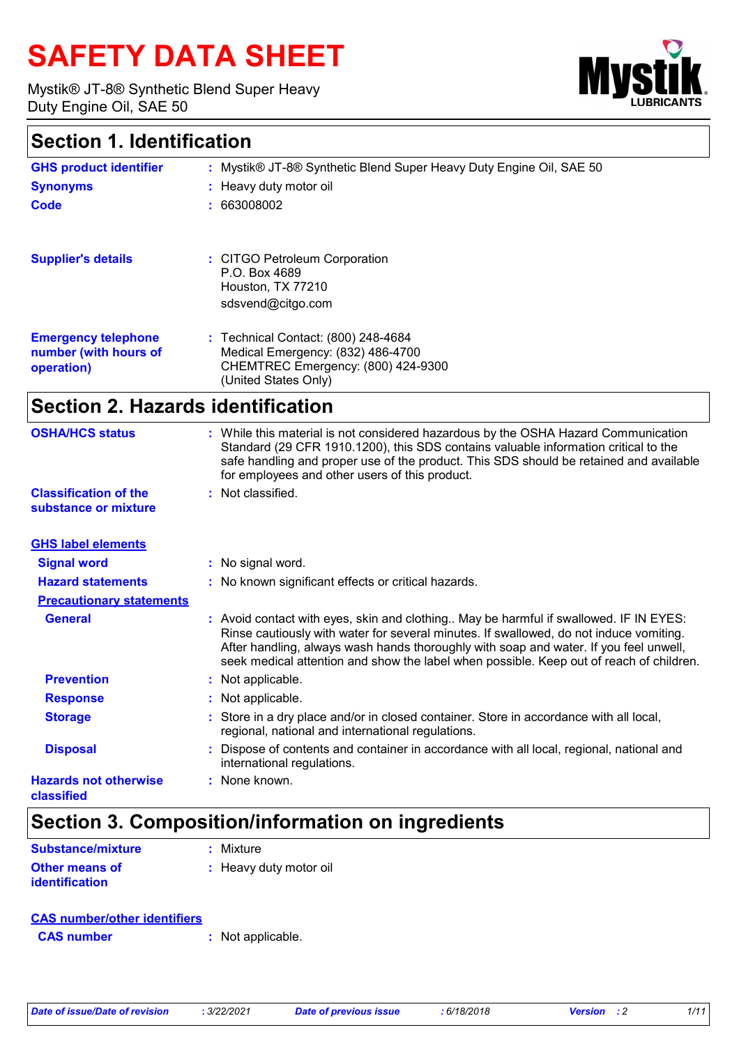# SAFETY DATA SHEET

Mystik® JT-8® Synthetic Blend Super Heavy Duty Engine Oil, SAE 50

## Section 1. Identification

| | | |
|---|---|---|
| **GHS product identifier** | : | Mystik® JT-8® Synthetic Blend Super Heavy Duty Engine Oil, SAE 50 |
| **Synonyms** | : | Heavy duty motor oil |
| **Code** | : | 663008002 |
| **Supplier's details** | : | CITGO Petroleum Corporation<br>P.O. Box 4689<br>Houston, TX 77210<br>sdsvend@citgo.com |
| **Emergency telephone number (with hours of operation)** | : | Technical Contact: (800) 248-4684<br>Medical Emergency: (832) 486-4700<br>CHEMTREC Emergency: (800) 424-9300<br>(United States Only) |

## Section 2. Hazards identification

| | | |
|---|---|---|
| **OSHA/HCS status** | : | While this material is not considered hazardous by the OSHA Hazard Communication Standard (29 CFR 1910.1200), this SDS contains valuable information critical to the safe handling and proper use of the product. This SDS should be retained and available for employees and other users of this product. |
| **Classification of the substance or mixture** | : | Not classified. |

**GHS label elements**

| | | |
|---|---|---|
| **Signal word** | : | No signal word. |
| **Hazard statements** | : | No known significant effects or critical hazards. |

**Precautionary statements**

| | | |
|---|---|---|
| **General** | : | Avoid contact with eyes, skin and clothing.. May be harmful if swallowed. IF IN EYES: Rinse cautiously with water for several minutes. If swallowed, do not induce vomiting. After handling, always wash hands thoroughly with soap and water. If you feel unwell, seek medical attention and show the label when possible. Keep out of reach of children. |
| **Prevention** | : | Not applicable. |
| **Response** | : | Not applicable. |
| **Storage** | : | Store in a dry place and/or in closed container. Store in accordance with all local, regional, national and international regulations. |
| **Disposal** | : | Dispose of contents and container in accordance with all local, regional, national and international regulations. |
| **Hazards not otherwise classified** | : | None known. |

## Section 3. Composition/information on ingredients

| | | |
|---|---|---|
| **Substance/mixture** | : | Mixture |
| **Other means of identification** | : | Heavy duty motor oil |

**CAS number/other identifiers**

| | | |
|---|---|---|
| **CAS number** | : | Not applicable. |

*Date of issue/Date of revision* : 3/22/2021 *Date of previous issue* : 6/18/2018 *Version* : 2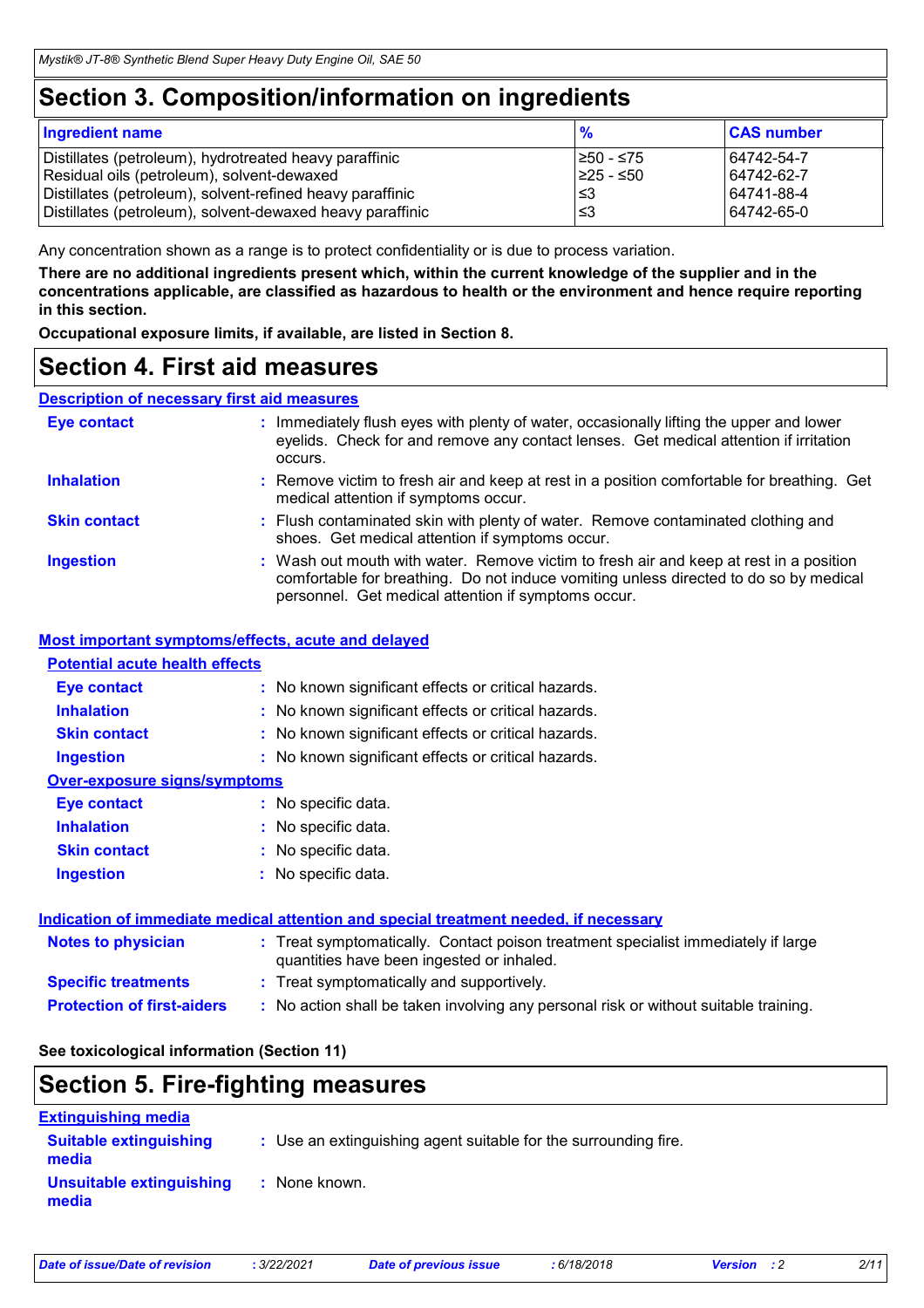# Section 3. Composition/information on ingredients

| Ingredient name | % | CAS number |
|---|---|---|
| Distillates (petroleum), hydrotreated heavy paraffinic | ≥50 - ≤75 | 64742-54-7 |
| Residual oils (petroleum), solvent-dewaxed | ≥25 - ≤50 | 64742-62-7 |
| Distillates (petroleum), solvent-refined heavy paraffinic | ≤3 | 64741-88-4 |
| Distillates (petroleum), solvent-dewaxed heavy paraffinic | ≤3 | 64742-65-0 |

Any concentration shown as a range is to protect confidentiality or is due to process variation.

**There are no additional ingredients present which, within the current knowledge of the supplier and in the concentrations applicable, are classified as hazardous to health or the environment and hence require reporting in this section.**

**Occupational exposure limits, if available, are listed in Section 8.**

# Section 4. First aid measures

**Description of necessary first aid measures**

**Eye contact** : Immediately flush eyes with plenty of water, occasionally lifting the upper and lower eyelids. Check for and remove any contact lenses. Get medical attention if irritation occurs.

**Inhalation** : Remove victim to fresh air and keep at rest in a position comfortable for breathing. Get medical attention if symptoms occur.

**Skin contact** : Flush contaminated skin with plenty of water. Remove contaminated clothing and shoes. Get medical attention if symptoms occur.

**Ingestion** : Wash out mouth with water. Remove victim to fresh air and keep at rest in a position comfortable for breathing. Do not induce vomiting unless directed to do so by medical personnel. Get medical attention if symptoms occur.

**Most important symptoms/effects, acute and delayed**

**Potential acute health effects**

**Eye contact** : No known significant effects or critical hazards.

**Inhalation** : No known significant effects or critical hazards.

**Skin contact** : No known significant effects or critical hazards.

**Ingestion** : No known significant effects or critical hazards.

**Over-exposure signs/symptoms**

**Eye contact** : No specific data.

**Inhalation** : No specific data.

**Skin contact** : No specific data.

**Ingestion** : No specific data.

**Indication of immediate medical attention and special treatment needed, if necessary**

**Notes to physician** : Treat symptomatically. Contact poison treatment specialist immediately if large quantities have been ingested or inhaled.

**Specific treatments** : Treat symptomatically and supportively.

**Protection of first-aiders** : No action shall be taken involving any personal risk or without suitable training.

**See toxicological information (Section 11)**

# Section 5. Fire-fighting measures

**Extinguishing media**

**Suitable extinguishing media** : Use an extinguishing agent suitable for the surrounding fire.

**Unsuitable extinguishing media** : None known.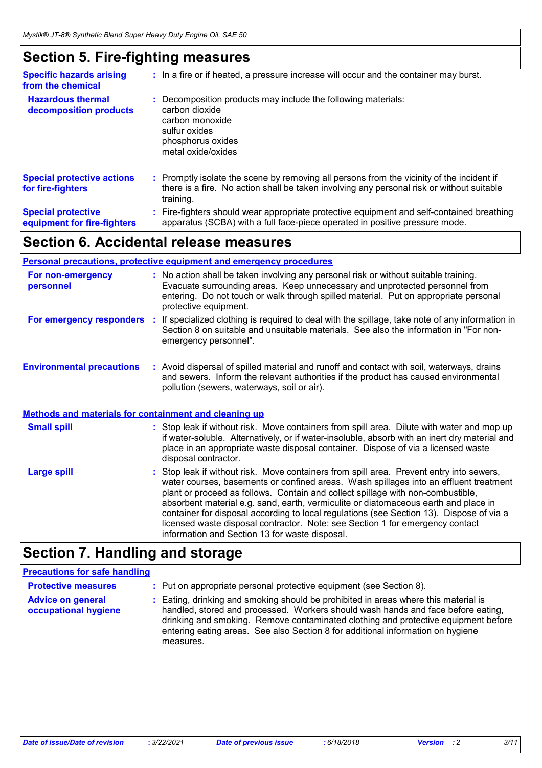## Section 5. Fire-fighting measures

**Specific hazards arising from the chemical** : In a fire or if heated, a pressure increase will occur and the container may burst.

**Hazardous thermal decomposition products** : Decomposition products may include the following materials:
carbon dioxide
carbon monoxide
sulfur oxides
phosphorus oxides
metal oxide/oxides

**Special protective actions for fire-fighters** : Promptly isolate the scene by removing all persons from the vicinity of the incident if there is a fire. No action shall be taken involving any personal risk or without suitable training.

**Special protective equipment for fire-fighters** : Fire-fighters should wear appropriate protective equipment and self-contained breathing apparatus (SCBA) with a full face-piece operated in positive pressure mode.

## Section 6. Accidental release measures

### Personal precautions, protective equipment and emergency procedures

**For non-emergency personnel** : No action shall be taken involving any personal risk or without suitable training. Evacuate surrounding areas. Keep unnecessary and unprotected personnel from entering. Do not touch or walk through spilled material. Put on appropriate personal protective equipment.

**For emergency responders** : If specialized clothing is required to deal with the spillage, take note of any information in Section 8 on suitable and unsuitable materials. See also the information in "For non-emergency personnel".

**Environmental precautions** : Avoid dispersal of spilled material and runoff and contact with soil, waterways, drains and sewers. Inform the relevant authorities if the product has caused environmental pollution (sewers, waterways, soil or air).

### Methods and materials for containment and cleaning up

**Small spill** : Stop leak if without risk. Move containers from spill area. Dilute with water and mop up if water-soluble. Alternatively, or if water-insoluble, absorb with an inert dry material and place in an appropriate waste disposal container. Dispose of via a licensed waste disposal contractor.

**Large spill** : Stop leak if without risk. Move containers from spill area. Prevent entry into sewers, water courses, basements or confined areas. Wash spillages into an effluent treatment plant or proceed as follows. Contain and collect spillage with non-combustible, absorbent material e.g. sand, earth, vermiculite or diatomaceous earth and place in container for disposal according to local regulations (see Section 13). Dispose of via a licensed waste disposal contractor. Note: see Section 1 for emergency contact information and Section 13 for waste disposal.

## Section 7. Handling and storage

### Precautions for safe handling

**Protective measures** : Put on appropriate personal protective equipment (see Section 8).

**Advice on general occupational hygiene** : Eating, drinking and smoking should be prohibited in areas where this material is handled, stored and processed. Workers should wash hands and face before eating, drinking and smoking. Remove contaminated clothing and protective equipment before entering eating areas. See also Section 8 for additional information on hygiene measures.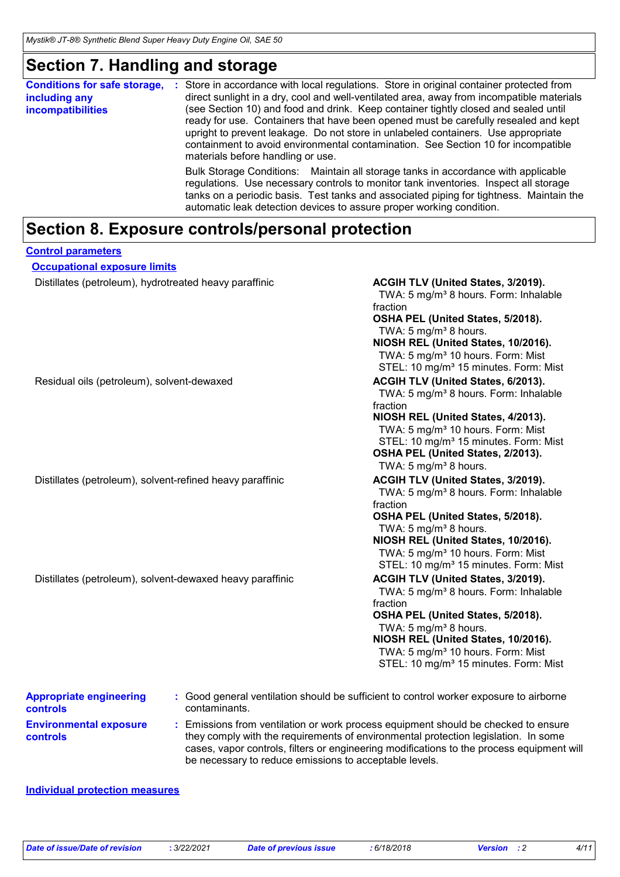## Section 7. Handling and storage

**Conditions for safe storage, including any incompatibilities** : Store in accordance with local regulations. Store in original container protected from direct sunlight in a dry, cool and well-ventilated area, away from incompatible materials (see Section 10) and food and drink. Keep container tightly closed and sealed until ready for use. Containers that have been opened must be carefully resealed and kept upright to prevent leakage. Do not store in unlabeled containers. Use appropriate containment to avoid environmental contamination. See Section 10 for incompatible materials before handling or use.

Bulk Storage Conditions: Maintain all storage tanks in accordance with applicable regulations. Use necessary controls to monitor tank inventories. Inspect all storage tanks on a periodic basis. Test tanks and associated piping for tightness. Maintain the automatic leak detection devices to assure proper working condition.

## Section 8. Exposure controls/personal protection

### Control parameters

#### Occupational exposure limits

| Ingredient name | Exposure limits |
|---|---|
| Distillates (petroleum), hydrotreated heavy paraffinic | **ACGIH TLV (United States, 3/2019).**<br>TWA: 5 mg/m³ 8 hours. Form: Inhalable fraction<br>**OSHA PEL (United States, 5/2018).**<br>TWA: 5 mg/m³ 8 hours.<br>**NIOSH REL (United States, 10/2016).**<br>TWA: 5 mg/m³ 10 hours. Form: Mist<br>STEL: 10 mg/m³ 15 minutes. Form: Mist |
| Residual oils (petroleum), solvent-dewaxed | **ACGIH TLV (United States, 6/2013).**<br>TWA: 5 mg/m³ 8 hours. Form: Inhalable fraction<br>**NIOSH REL (United States, 4/2013).**<br>TWA: 5 mg/m³ 10 hours. Form: Mist<br>STEL: 10 mg/m³ 15 minutes. Form: Mist<br>**OSHA PEL (United States, 2/2013).**<br>TWA: 5 mg/m³ 8 hours. |
| Distillates (petroleum), solvent-refined heavy paraffinic | **ACGIH TLV (United States, 3/2019).**<br>TWA: 5 mg/m³ 8 hours. Form: Inhalable fraction<br>**OSHA PEL (United States, 5/2018).**<br>TWA: 5 mg/m³ 8 hours.<br>**NIOSH REL (United States, 10/2016).**<br>TWA: 5 mg/m³ 10 hours. Form: Mist<br>STEL: 10 mg/m³ 15 minutes. Form: Mist |
| Distillates (petroleum), solvent-dewaxed heavy paraffinic | **ACGIH TLV (United States, 3/2019).**<br>TWA: 5 mg/m³ 8 hours. Form: Inhalable fraction<br>**OSHA PEL (United States, 5/2018).**<br>TWA: 5 mg/m³ 8 hours.<br>**NIOSH REL (United States, 10/2016).**<br>TWA: 5 mg/m³ 10 hours. Form: Mist<br>STEL: 10 mg/m³ 15 minutes. Form: Mist |

**Appropriate engineering controls** : Good general ventilation should be sufficient to control worker exposure to airborne contaminants.

**Environmental exposure controls** : Emissions from ventilation or work process equipment should be checked to ensure they comply with the requirements of environmental protection legislation. In some cases, vapor controls, filters or engineering modifications to the process equipment will be necessary to reduce emissions to acceptable levels.

### Individual protection measures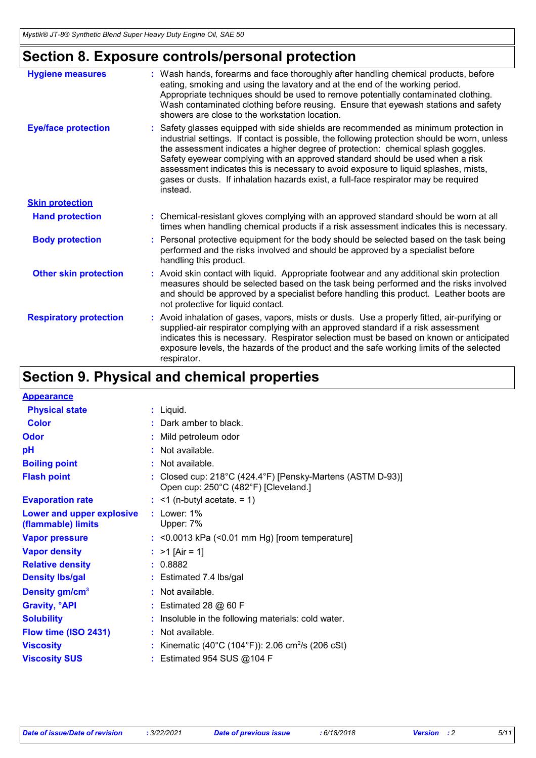# Section 8. Exposure controls/personal protection

**Hygiene measures** : Wash hands, forearms and face thoroughly after handling chemical products, before eating, smoking and using the lavatory and at the end of the working period. Appropriate techniques should be used to remove potentially contaminated clothing. Wash contaminated clothing before reusing. Ensure that eyewash stations and safety showers are close to the workstation location.

**Eye/face protection** : Safety glasses equipped with side shields are recommended as minimum protection in industrial settings. If contact is possible, the following protection should be worn, unless the assessment indicates a higher degree of protection: chemical splash goggles. Safety eyewear complying with an approved standard should be used when a risk assessment indicates this is necessary to avoid exposure to liquid splashes, mists, gases or dusts. If inhalation hazards exist, a full-face respirator may be required instead.

**Skin protection**

**Hand protection** : Chemical-resistant gloves complying with an approved standard should be worn at all times when handling chemical products if a risk assessment indicates this is necessary.

**Body protection** : Personal protective equipment for the body should be selected based on the task being performed and the risks involved and should be approved by a specialist before handling this product.

**Other skin protection** : Avoid skin contact with liquid. Appropriate footwear and any additional skin protection measures should be selected based on the task being performed and the risks involved and should be approved by a specialist before handling this product. Leather boots are not protective for liquid contact.

**Respiratory protection** : Avoid inhalation of gases, vapors, mists or dusts. Use a properly fitted, air-purifying or supplied-air respirator complying with an approved standard if a risk assessment indicates this is necessary. Respirator selection must be based on known or anticipated exposure levels, the hazards of the product and the safe working limits of the selected respirator.

# Section 9. Physical and chemical properties

**Appearance**

**Physical state** : Liquid.

**Color** : Dark amber to black.

**Odor** : Mild petroleum odor

**pH** : Not available.

**Boiling point** : Not available.

**Flash point** : Closed cup: 218°C (424.4°F) [Pensky-Martens (ASTM D-93)]
Open cup: 250°C (482°F) [Cleveland.]

**Evaporation rate** : <1 (n-butyl acetate. = 1)

**Lower and upper explosive (flammable) limits** : Lower: 1%
Upper: 7%

**Vapor pressure** : <0.0013 kPa (<0.01 mm Hg) [room temperature]

**Vapor density** : >1 [Air = 1]

**Relative density** : 0.8882

**Density lbs/gal** : Estimated 7.4 lbs/gal

**Density gm/cm$^3$** : Not available.

**Gravity, °API** : Estimated 28 @ 60 F

**Solubility** : Insoluble in the following materials: cold water.

**Flow time (ISO 2431)** : Not available.

**Viscosity** : Kinematic (40°C (104°F)): 2.06 cm$^2$/s (206 cSt)

**Viscosity SUS** : Estimated 954 SUS @104 F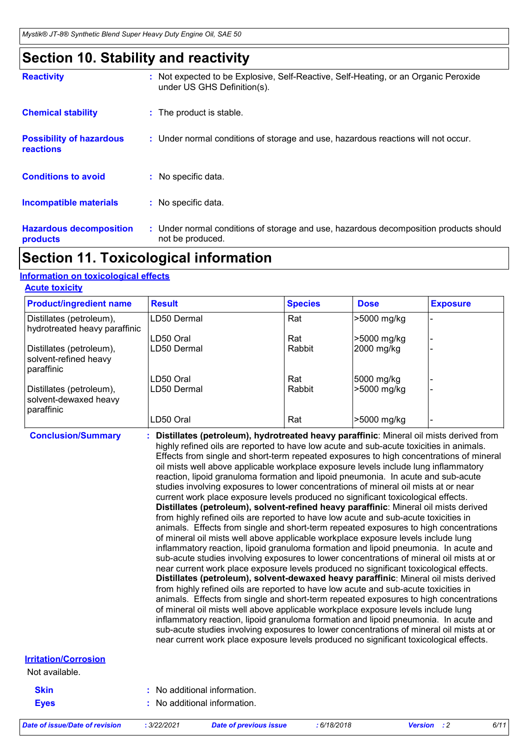# Section 10. Stability and reactivity

**Reactivity** : Not expected to be Explosive, Self-Reactive, Self-Heating, or an Organic Peroxide under US GHS Definition(s).

**Chemical stability** : The product is stable.

**Possibility of hazardous reactions** : Under normal conditions of storage and use, hazardous reactions will not occur.

**Conditions to avoid** : No specific data.

**Incompatible materials** : No specific data.

**Hazardous decomposition products** : Under normal conditions of storage and use, hazardous decomposition products should not be produced.

# Section 11. Toxicological information

## Information on toxicological effects

### Acute toxicity

| Product/ingredient name | Result | Species | Dose | Exposure |
|---|---|---|---|---|
| Distillates (petroleum), hydrotreated heavy paraffinic | LD50 Dermal | Rat | >5000 mg/kg | - |
| | LD50 Oral | Rat | >5000 mg/kg | - |
| Distillates (petroleum), solvent-refined heavy paraffinic | LD50 Dermal | Rabbit | 2000 mg/kg | - |
| | LD50 Oral | Rat | 5000 mg/kg | - |
| Distillates (petroleum), solvent-dewaxed heavy paraffinic | LD50 Dermal | Rabbit | >5000 mg/kg | - |
| | LD50 Oral | Rat | >5000 mg/kg | - |

**Conclusion/Summary** : **Distillates (petroleum), hydrotreated heavy paraffinic**: Mineral oil mists derived from highly refined oils are reported to have low acute and sub-acute toxicities in animals. Effects from single and short-term repeated exposures to high concentrations of mineral oil mists well above applicable workplace exposure levels include lung inflammatory reaction, lipoid granuloma formation and lipoid pneumonia. In acute and sub-acute studies involving exposures to lower concentrations of mineral oil mists at or near current work place exposure levels produced no significant toxicological effects.
**Distillates (petroleum), solvent-refined heavy paraffinic**: Mineral oil mists derived from highly refined oils are reported to have low acute and sub-acute toxicities in animals. Effects from single and short-term repeated exposures to high concentrations of mineral oil mists well above applicable workplace exposure levels include lung inflammatory reaction, lipoid granuloma formation and lipoid pneumonia. In acute and sub-acute studies involving exposures to lower concentrations of mineral oil mists at or near current work place exposure levels produced no significant toxicological effects.
**Distillates (petroleum), solvent-dewaxed heavy paraffinic**: Mineral oil mists derived from highly refined oils are reported to have low acute and sub-acute toxicities in animals. Effects from single and short-term repeated exposures to high concentrations of mineral oil mists well above applicable workplace exposure levels include lung inflammatory reaction, lipoid granuloma formation and lipoid pneumonia. In acute and sub-acute studies involving exposures to lower concentrations of mineral oil mists at or near current work place exposure levels produced no significant toxicological effects.

### Irritation/Corrosion

Not available.

**Skin** : No additional information.

**Eyes** : No additional information.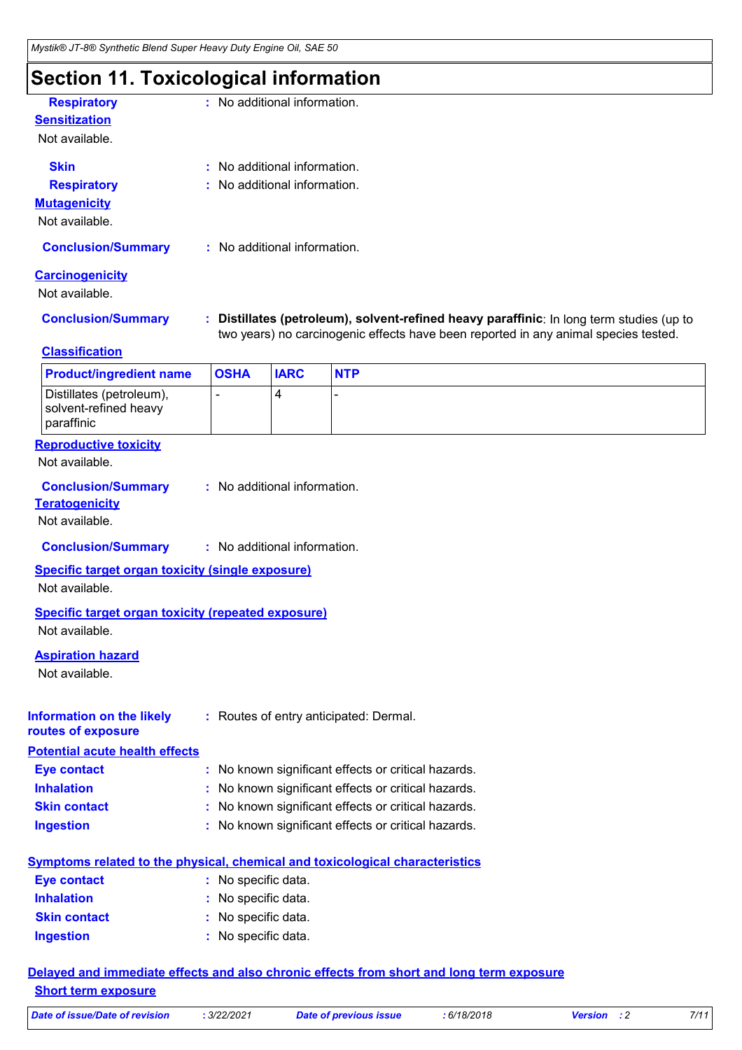## Section 11. Toxicological information

**Respiratory** : No additional information.

**Sensitization**

Not available.

**Skin** : No additional information.

**Respiratory** : No additional information.

**Mutagenicity**

Not available.

**Conclusion/Summary** : No additional information.

**Carcinogenicity**

Not available.

**Conclusion/Summary** : **Distillates (petroleum), solvent-refined heavy paraffinic**: In long term studies (up to two years) no carcinogenic effects have been reported in any animal species tested.

**Classification**

| Product/ingredient name | OSHA | IARC | NTP |
|---|---|---|---|
| Distillates (petroleum), solvent-refined heavy paraffinic | - | 4 | - |

**Reproductive toxicity**

Not available.

**Conclusion/Summary** : No additional information.

**Teratogenicity**

Not available.

**Conclusion/Summary** : No additional information.

**Specific target organ toxicity (single exposure)**

Not available.

**Specific target organ toxicity (repeated exposure)**

Not available.

**Aspiration hazard**

Not available.

**Information on the likely routes of exposure** : Routes of entry anticipated: Dermal.

**Potential acute health effects**

**Eye contact** : No known significant effects or critical hazards.

**Inhalation** : No known significant effects or critical hazards.

**Skin contact** : No known significant effects or critical hazards.

**Ingestion** : No known significant effects or critical hazards.

**Symptoms related to the physical, chemical and toxicological characteristics**

**Eye contact** : No specific data.

**Inhalation** : No specific data.

**Skin contact** : No specific data.

**Ingestion** : No specific data.

**Delayed and immediate effects and also chronic effects from short and long term exposure**

**Short term exposure**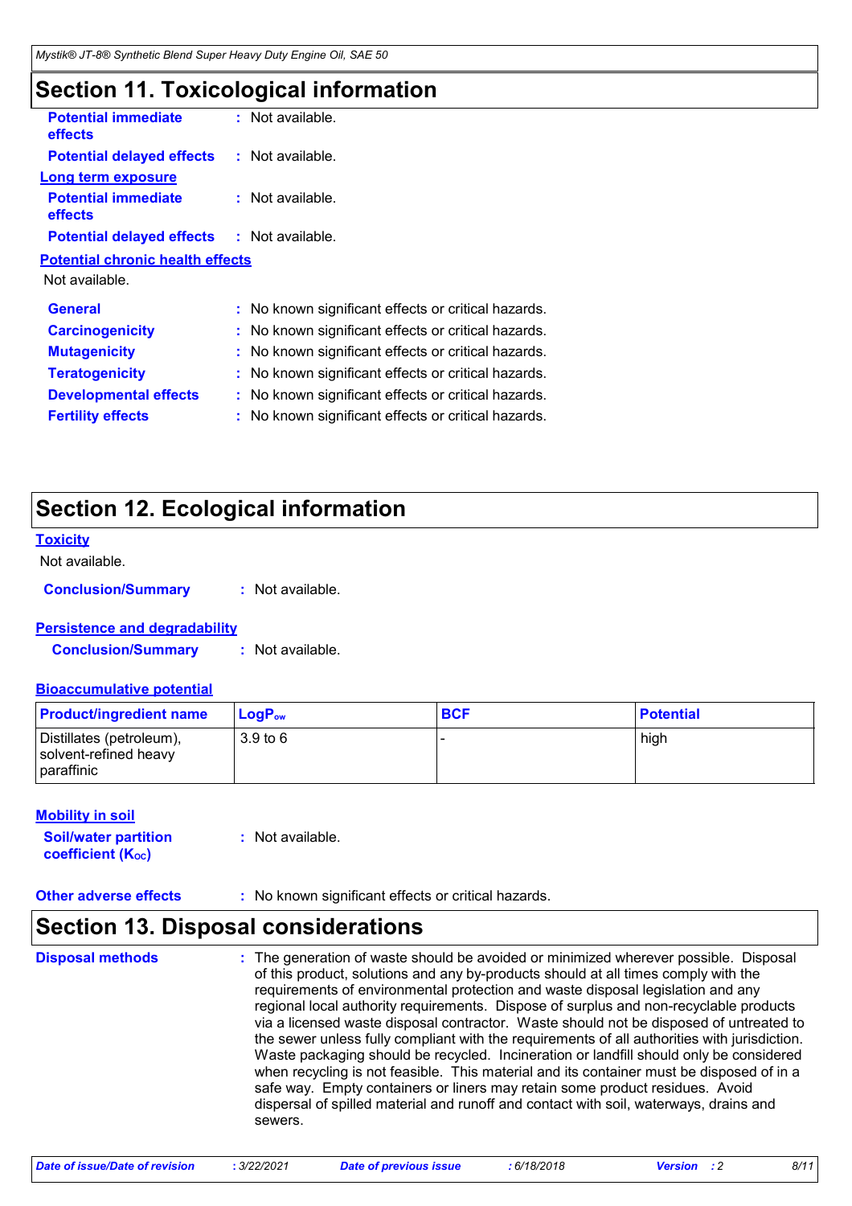## Section 11. Toxicological information

**Potential immediate effects** : Not available.

**Potential delayed effects** : Not available.

**Long term exposure**

**Potential immediate effects** : Not available.

**Potential delayed effects** : Not available.

**Potential chronic health effects**

Not available.

**General** : No known significant effects or critical hazards.

**Carcinogenicity** : No known significant effects or critical hazards.

**Mutagenicity** : No known significant effects or critical hazards.

**Teratogenicity** : No known significant effects or critical hazards.

**Developmental effects** : No known significant effects or critical hazards.

**Fertility effects** : No known significant effects or critical hazards.

## Section 12. Ecological information

**Toxicity**

Not available.

**Conclusion/Summary** : Not available.

**Persistence and degradability**

**Conclusion/Summary** : Not available.

**Bioaccumulative potential**

| Product/ingredient name | $LogP_{ow}$ | BCF | Potential |
|---|---|---|---|
| Distillates (petroleum), solvent-refined heavy paraffinic | 3.9 to 6 | - | high |

**Mobility in soil**

**Soil/water partition coefficient ($K_{OC}$)** : Not available.

**Other adverse effects** : No known significant effects or critical hazards.

## Section 13. Disposal considerations

**Disposal methods** : The generation of waste should be avoided or minimized wherever possible. Disposal of this product, solutions and any by-products should at all times comply with the requirements of environmental protection and waste disposal legislation and any regional local authority requirements. Dispose of surplus and non-recyclable products via a licensed waste disposal contractor. Waste should not be disposed of untreated to the sewer unless fully compliant with the requirements of all authorities with jurisdiction. Waste packaging should be recycled. Incineration or landfill should only be considered when recycling is not feasible. This material and its container must be disposed of in a safe way. Empty containers or liners may retain some product residues. Avoid dispersal of spilled material and runoff and contact with soil, waterways, drains and sewers.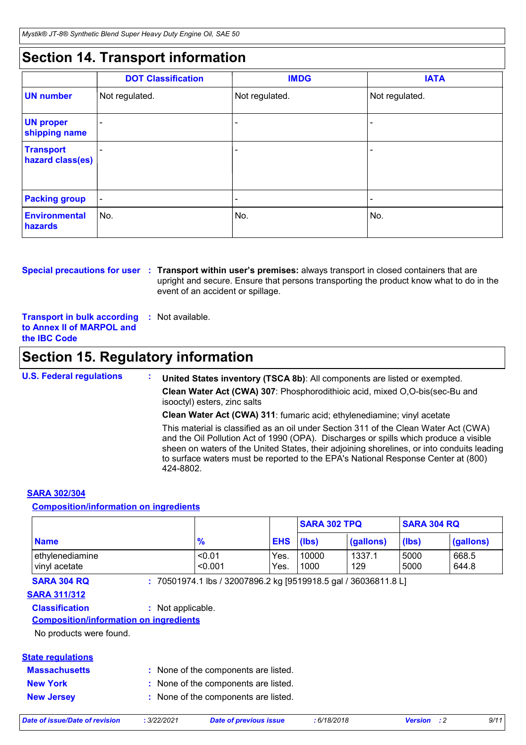## Section 14. Transport information

| | DOT Classification | IMDG | IATA |
|---|---|---|---|
| **UN number** | Not regulated. | Not regulated. | Not regulated. |
| **UN proper shipping name** | - | - | - |
| **Transport hazard class(es)** | - | - | - |
| **Packing group** | - | - | - |
| **Environmental hazards** | No. | No. | No. |

**Special precautions for user** : **Transport within user's premises:** always transport in closed containers that are upright and secure. Ensure that persons transporting the product know what to do in the event of an accident or spillage.

**Transport in bulk according to Annex II of MARPOL and the IBC Code** : Not available.

## Section 15. Regulatory information

**U.S. Federal regulations** :

**United States inventory (TSCA 8b)**: All components are listed or exempted.

**Clean Water Act (CWA) 307**: Phosphorodithioic acid, mixed O,O-bis(sec-Bu and isooctyl) esters, zinc salts

**Clean Water Act (CWA) 311**: fumaric acid; ethylenediamine; vinyl acetate

This material is classified as an oil under Section 311 of the Clean Water Act (CWA) and the Oil Pollution Act of 1990 (OPA). Discharges or spills which produce a visible sheen on waters of the United States, their adjoining shorelines, or into conduits leading to surface waters must be reported to the EPA's National Response Center at (800) 424-8802.

### SARA 302/304

#### Composition/information on ingredients

| | | | SARA 302 TPQ | | SARA 304 RQ | |
|---|---|---|---|---|---|---|
| **Name** | **%** | **EHS** | **(lbs)** | **(gallons)** | **(lbs)** | **(gallons)** |
| ethylenediamine | <0.01 | Yes. | 10000 | 1337.1 | 5000 | 668.5 |
| vinyl acetate | <0.001 | Yes. | 1000 | 129 | 5000 | 644.8 |

**SARA 304 RQ** : 70501974.1 lbs / 32007896.2 kg [9519918.5 gal / 36036811.8 L]

### SARA 311/312

**Classification** : Not applicable.

#### Composition/information on ingredients

No products were found.

### State regulations

**Massachusetts** : None of the components are listed.

**New York** : None of the components are listed.

**New Jersey** : None of the components are listed.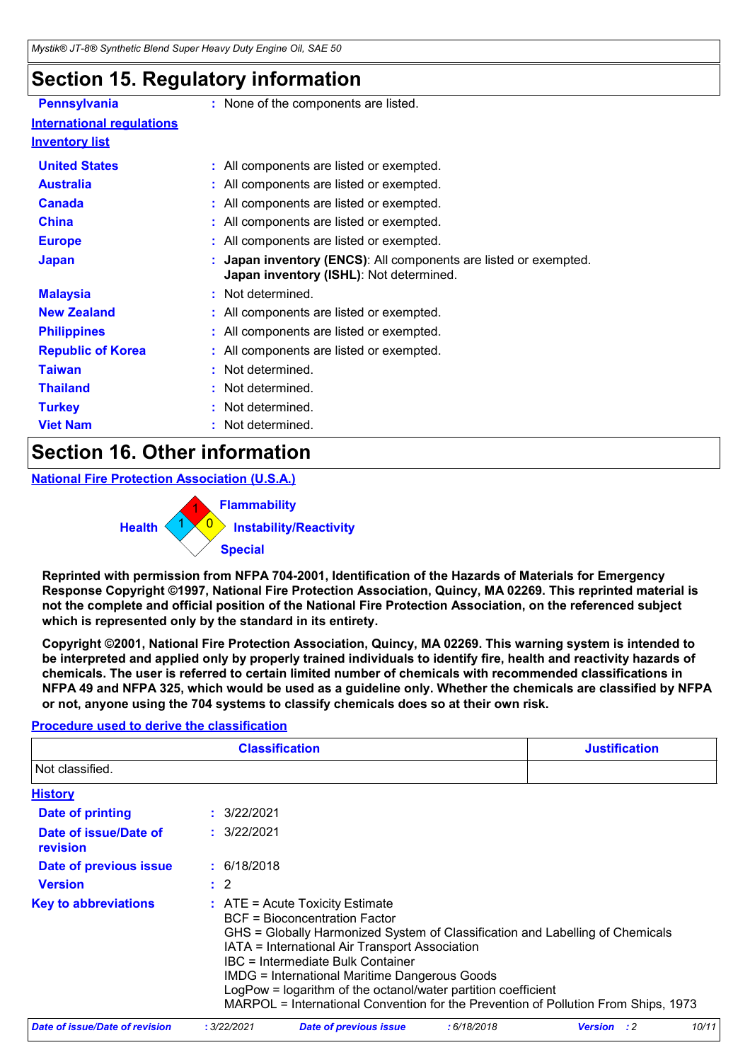## Section 15. Regulatory information

**Pennsylvania** : None of the components are listed.

**International regulations**

**Inventory list**

| | |
|---|---|
| **United States** | : All components are listed or exempted. |
| **Australia** | : All components are listed or exempted. |
| **Canada** | : All components are listed or exempted. |
| **China** | : All components are listed or exempted. |
| **Europe** | : All components are listed or exempted. |
| **Japan** | : **Japan inventory (ENCS)**: All components are listed or exempted. **Japan inventory (ISHL)**: Not determined. |
| **Malaysia** | : Not determined. |
| **New Zealand** | : All components are listed or exempted. |
| **Philippines** | : All components are listed or exempted. |
| **Republic of Korea** | : All components are listed or exempted. |
| **Taiwan** | : Not determined. |
| **Thailand** | : Not determined. |
| **Turkey** | : Not determined. |
| **Viet Nam** | : Not determined. |

## Section 16. Other information

**National Fire Protection Association (U.S.A.)**

Health: 1
Flammability: 1
Instability/Reactivity: 0
Special

**Reprinted with permission from NFPA 704-2001, Identification of the Hazards of Materials for Emergency Response Copyright ©1997, National Fire Protection Association, Quincy, MA 02269. This reprinted material is not the complete and official position of the National Fire Protection Association, on the referenced subject which is represented only by the standard in its entirety.**

**Copyright ©2001, National Fire Protection Association, Quincy, MA 02269. This warning system is intended to be interpreted and applied only by properly trained individuals to identify fire, health and reactivity hazards of chemicals. The user is referred to certain limited number of chemicals with recommended classifications in NFPA 49 and NFPA 325, which would be used as a guideline only. Whether the chemicals are classified by NFPA or not, anyone using the 704 systems to classify chemicals does so at their own risk.**

**Procedure used to derive the classification**

| Classification | Justification |
|---|---|
| Not classified. | |

**History**

| | |
|---|---|
| **Date of printing** | : 3/22/2021 |
| **Date of issue/Date of revision** | : 3/22/2021 |
| **Date of previous issue** | : 6/18/2018 |
| **Version** | : 2 |

**Key to abbreviations** :
ATE = Acute Toxicity Estimate
BCF = Bioconcentration Factor
GHS = Globally Harmonized System of Classification and Labelling of Chemicals
IATA = International Air Transport Association
IBC = Intermediate Bulk Container
IMDG = International Maritime Dangerous Goods
LogPow = logarithm of the octanol/water partition coefficient
MARPOL = International Convention for the Prevention of Pollution From Ships, 1973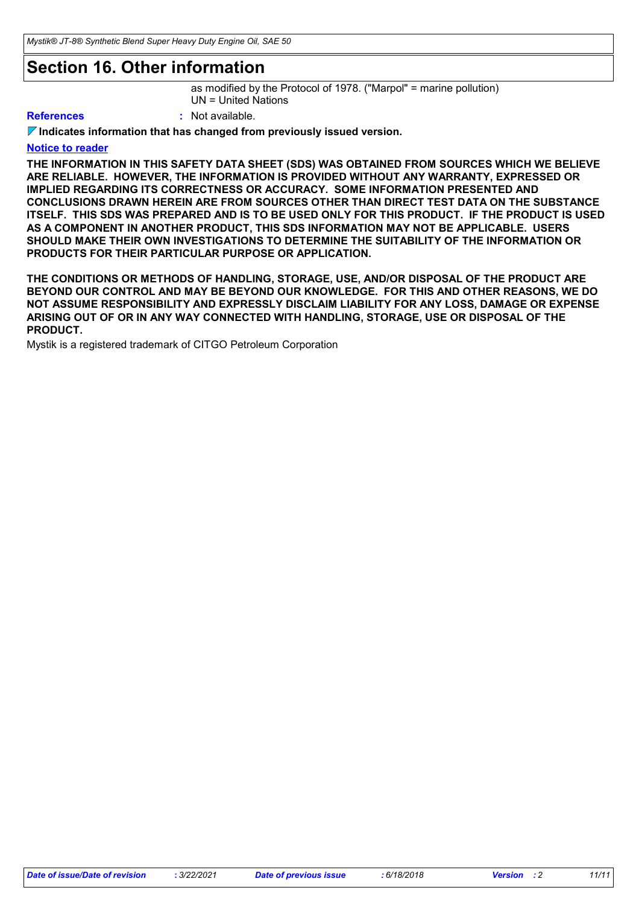# Section 16. Other information

as modified by the Protocol of 1978. ("Marpol" = marine pollution)
UN = United Nations

**References** : Not available.

**Indicates information that has changed from previously issued version.**

**Notice to reader**

**THE INFORMATION IN THIS SAFETY DATA SHEET (SDS) WAS OBTAINED FROM SOURCES WHICH WE BELIEVE ARE RELIABLE. HOWEVER, THE INFORMATION IS PROVIDED WITHOUT ANY WARRANTY, EXPRESSED OR IMPLIED REGARDING ITS CORRECTNESS OR ACCURACY. SOME INFORMATION PRESENTED AND CONCLUSIONS DRAWN HEREIN ARE FROM SOURCES OTHER THAN DIRECT TEST DATA ON THE SUBSTANCE ITSELF. THIS SDS WAS PREPARED AND IS TO BE USED ONLY FOR THIS PRODUCT. IF THE PRODUCT IS USED AS A COMPONENT IN ANOTHER PRODUCT, THIS SDS INFORMATION MAY NOT BE APPLICABLE. USERS SHOULD MAKE THEIR OWN INVESTIGATIONS TO DETERMINE THE SUITABILITY OF THE INFORMATION OR PRODUCTS FOR THEIR PARTICULAR PURPOSE OR APPLICATION.**

**THE CONDITIONS OR METHODS OF HANDLING, STORAGE, USE, AND/OR DISPOSAL OF THE PRODUCT ARE BEYOND OUR CONTROL AND MAY BE BEYOND OUR KNOWLEDGE. FOR THIS AND OTHER REASONS, WE DO NOT ASSUME RESPONSIBILITY AND EXPRESSLY DISCLAIM LIABILITY FOR ANY LOSS, DAMAGE OR EXPENSE ARISING OUT OF OR IN ANY WAY CONNECTED WITH HANDLING, STORAGE, USE OR DISPOSAL OF THE PRODUCT.**

Mystik is a registered trademark of CITGO Petroleum Corporation